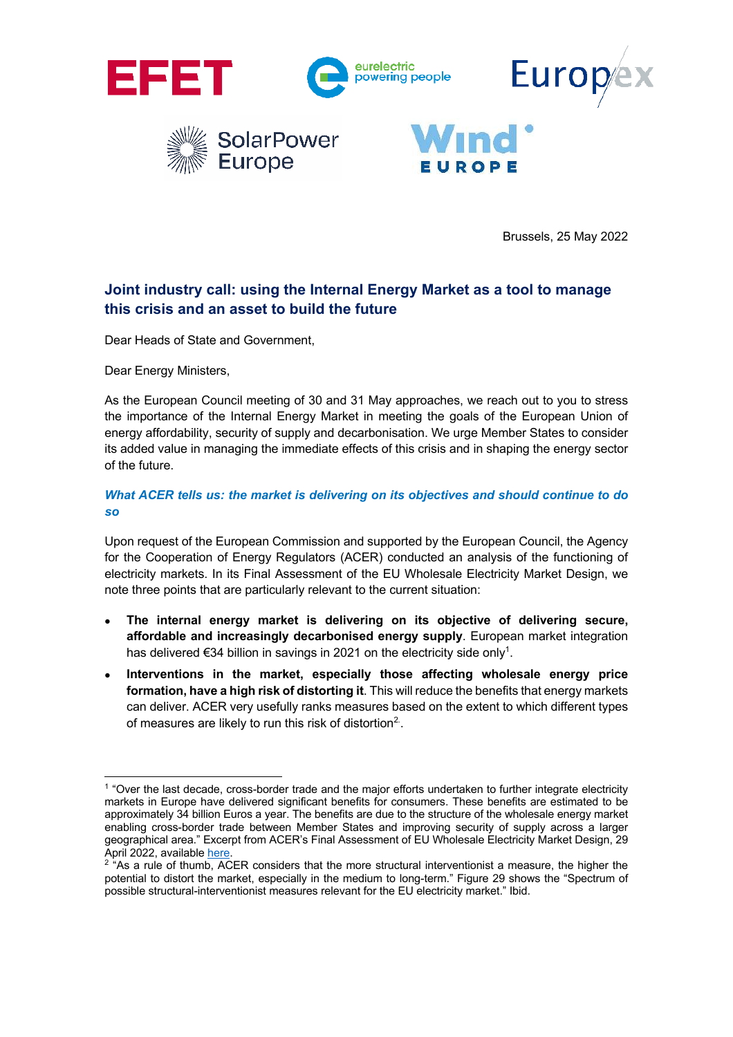Brussels, 25 May 2022

## Joint industry call: using the Internal Energy Market as a tool to manage this crisis and an asset to build the future

Dear Heads of State and Government,

Dear Energy Ministers,

As the European Council meeting of 30 and 31 May approaches, we reach out to you to stress the importance of the Internal Energy Market in meeting the goals of the European Union of energy affordability, security of supply and decarbonisation. We urge Member States to consider its added value in managing the immediate effects of this crisis and in shaping the energy sector of the future.

### *What ACER tells us: the market is delivering on its objectives and should continue to do so*

Upon request of the European Commission and supported by the European Council, the Agency for the Cooperation of Energy Regulators (ACER) conducted an analysis of the functioning of electricity markets. In its Final Assessment of the EU Wholesale Electricity Market Design, we note three points that are particularly relevant to the current situation:

- **The internal energy market is delivering on its objective of delivering secure, affordable and increasingly decarbonised energy supply**. European market integration has delivered €34 billion in savings in 2021 on the electricity side only[1].
- **Interventions in the market, especially those affecting wholesale energy price formation, have a high risk of distorting it**. This will reduce the benefits that energy markets can deliver. ACER very usefully ranks measures based on the extent to which different types of measures are likely to run this risk of distortion[2].

---

[1] "Over the last decade, cross-border trade and the major efforts undertaken to further integrate electricity markets in Europe have delivered significant benefits for consumers. These benefits are estimated to be approximately 34 billion Euros a year. The benefits are due to the structure of the wholesale energy market enabling cross-border trade between Member States and improving security of supply across a larger geographical area." Excerpt from ACER's Final Assessment of EU Wholesale Electricity Market Design, 29 April 2022, available here.

[2] "As a rule of thumb, ACER considers that the more structural interventionist a measure, the higher the potential to distort the market, especially in the medium to long-term." Figure 29 shows the "Spectrum of possible structural-interventionist measures relevant for the EU electricity market." Ibid.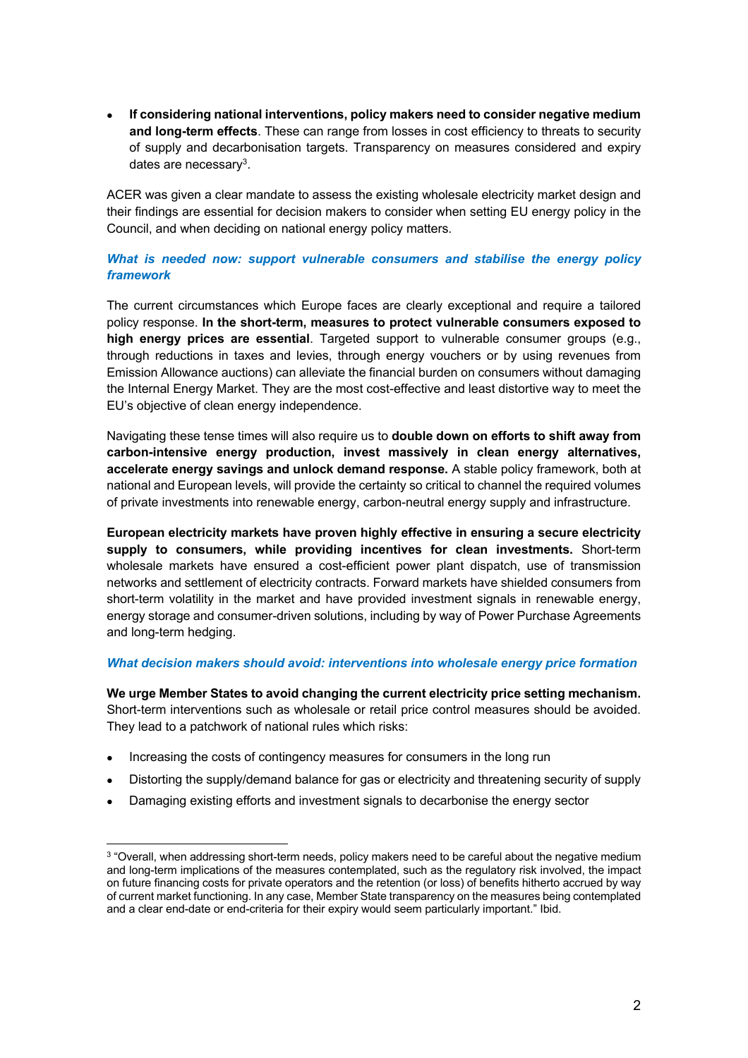- **If considering national interventions, policy makers need to consider negative medium and long-term effects**. These can range from losses in cost efficiency to threats to security of supply and decarbonisation targets. Transparency on measures considered and expiry dates are necessary[3].

ACER was given a clear mandate to assess the existing wholesale electricity market design and their findings are essential for decision makers to consider when setting EU energy policy in the Council, and when deciding on national energy policy matters.

### *What is needed now: support vulnerable consumers and stabilise the energy policy framework*

The current circumstances which Europe faces are clearly exceptional and require a tailored policy response. **In the short-term, measures to protect vulnerable consumers exposed to high energy prices are essential**. Targeted support to vulnerable consumer groups (e.g., through reductions in taxes and levies, through energy vouchers or by using revenues from Emission Allowance auctions) can alleviate the financial burden on consumers without damaging the Internal Energy Market. They are the most cost-effective and least distortive way to meet the EU's objective of clean energy independence.

Navigating these tense times will also require us to **double down on efforts to shift away from carbon-intensive energy production, invest massively in clean energy alternatives, accelerate energy savings and unlock demand response.** A stable policy framework, both at national and European levels, will provide the certainty so critical to channel the required volumes of private investments into renewable energy, carbon-neutral energy supply and infrastructure.

**European electricity markets have proven highly effective in ensuring a secure electricity supply to consumers, while providing incentives for clean investments.** Short-term wholesale markets have ensured a cost-efficient power plant dispatch, use of transmission networks and settlement of electricity contracts. Forward markets have shielded consumers from short-term volatility in the market and have provided investment signals in renewable energy, energy storage and consumer-driven solutions, including by way of Power Purchase Agreements and long-term hedging.

### *What decision makers should avoid: interventions into wholesale energy price formation*

**We urge Member States to avoid changing the current electricity price setting mechanism.** Short-term interventions such as wholesale or retail price control measures should be avoided. They lead to a patchwork of national rules which risks:

- Increasing the costs of contingency measures for consumers in the long run
- Distorting the supply/demand balance for gas or electricity and threatening security of supply
- Damaging existing efforts and investment signals to decarbonise the energy sector

---

[3] "Overall, when addressing short-term needs, policy makers need to be careful about the negative medium and long-term implications of the measures contemplated, such as the regulatory risk involved, the impact on future financing costs for private operators and the retention (or loss) of benefits hitherto accrued by way of current market functioning. In any case, Member State transparency on the measures being contemplated and a clear end-date or end-criteria for their expiry would seem particularly important." Ibid.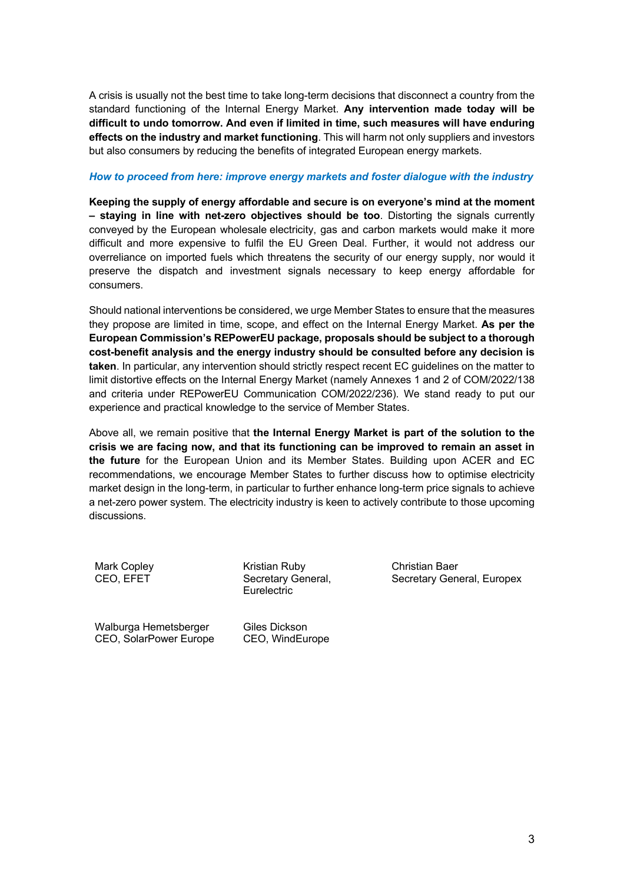A crisis is usually not the best time to take long-term decisions that disconnect a country from the standard functioning of the Internal Energy Market. **Any intervention made today will be difficult to undo tomorrow. And even if limited in time, such measures will have enduring effects on the industry and market functioning**. This will harm not only suppliers and investors but also consumers by reducing the benefits of integrated European energy markets.

### *How to proceed from here: improve energy markets and foster dialogue with the industry*

**Keeping the supply of energy affordable and secure is on everyone's mind at the moment – staying in line with net-zero objectives should be too**. Distorting the signals currently conveyed by the European wholesale electricity, gas and carbon markets would make it more difficult and more expensive to fulfil the EU Green Deal. Further, it would not address our overreliance on imported fuels which threatens the security of our energy supply, nor would it preserve the dispatch and investment signals necessary to keep energy affordable for consumers.

Should national interventions be considered, we urge Member States to ensure that the measures they propose are limited in time, scope, and effect on the Internal Energy Market. **As per the European Commission's REPowerEU package, proposals should be subject to a thorough cost-benefit analysis and the energy industry should be consulted before any decision is taken**. In particular, any intervention should strictly respect recent EC guidelines on the matter to limit distortive effects on the Internal Energy Market (namely Annexes 1 and 2 of COM/2022/138 and criteria under REPowerEU Communication COM/2022/236). We stand ready to put our experience and practical knowledge to the service of Member States.

Above all, we remain positive that **the Internal Energy Market is part of the solution to the crisis we are facing now, and that its functioning can be improved to remain an asset in the future** for the European Union and its Member States. Building upon ACER and EC recommendations, we encourage Member States to further discuss how to optimise electricity market design in the long-term, in particular to further enhance long-term price signals to achieve a net-zero power system. The electricity industry is keen to actively contribute to those upcoming discussions.

Mark Copley
CEO, EFET

Kristian Ruby
Secretary General, Eurelectric

Christian Baer
Secretary General, Europex

Walburga Hemetsberger
CEO, SolarPower Europe

Giles Dickson
CEO, WindEurope